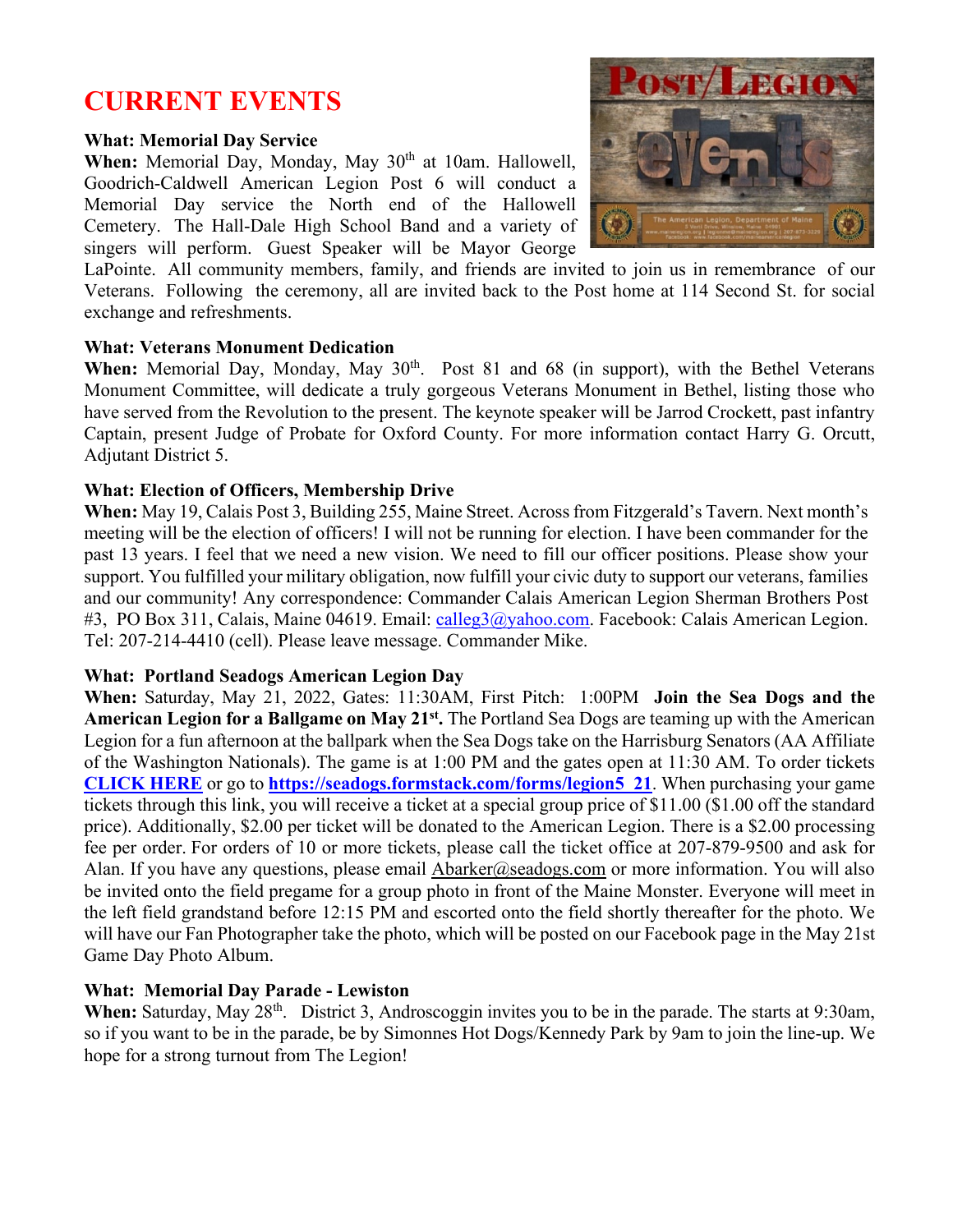# CURRENT EVENTS

**What: Memorial Day Service**
**When:** Memorial Day, Monday, May 30th at 10am. Hallowell, Goodrich-Caldwell American Legion Post 6 will conduct a Memorial Day service the North end of the Hallowell Cemetery. The Hall-Dale High School Band and a variety of singers will perform. Guest Speaker will be Mayor George LaPointe. All community members, family, and friends are invited to join us in remembrance of our Veterans. Following the ceremony, all are invited back to the Post home at 114 Second St. for social exchange and refreshments.

**What: Veterans Monument Dedication**
**When:** Memorial Day, Monday, May 30th. Post 81 and 68 (in support), with the Bethel Veterans Monument Committee, will dedicate a truly gorgeous Veterans Monument in Bethel, listing those who have served from the Revolution to the present. The keynote speaker will be Jarrod Crockett, past infantry Captain, present Judge of Probate for Oxford County. For more information contact Harry G. Orcutt, Adjutant District 5.

**What: Election of Officers, Membership Drive**
**When:** May 19, Calais Post 3, Building 255, Maine Street. Across from Fitzgerald's Tavern. Next month's meeting will be the election of officers! I will not be running for election. I have been commander for the past 13 years. I feel that we need a new vision. We need to fill our officer positions. Please show your support. You fulfilled your military obligation, now fulfill your civic duty to support our veterans, families and our community! Any correspondence: Commander Calais American Legion Sherman Brothers Post #3, PO Box 311, Calais, Maine 04619. Email: calleg3@yahoo.com. Facebook: Calais American Legion. Tel: 207-214-4410 (cell). Please leave message. Commander Mike.

**What: Portland Seadogs American Legion Day**
**When:** Saturday, May 21, 2022, Gates: 11:30AM, First Pitch: 1:00PM **Join the Sea Dogs and the American Legion for a Ballgame on May 21st.** The Portland Sea Dogs are teaming up with the American Legion for a fun afternoon at the ballpark when the Sea Dogs take on the Harrisburg Senators (AA Affiliate of the Washington Nationals). The game is at 1:00 PM and the gates open at 11:30 AM. To order tickets **CLICK HERE** or go to **https://seadogs.formstack.com/forms/legion5_21**. When purchasing your game tickets through this link, you will receive a ticket at a special group price of $11.00 ($1.00 off the standard price). Additionally, $2.00 per ticket will be donated to the American Legion. There is a $2.00 processing fee per order. For orders of 10 or more tickets, please call the ticket office at 207-879-9500 and ask for Alan. If you have any questions, please email Abarker@seadogs.com or more information. You will also be invited onto the field pregame for a group photo in front of the Maine Monster. Everyone will meet in the left field grandstand before 12:15 PM and escorted onto the field shortly thereafter for the photo. We will have our Fan Photographer take the photo, which will be posted on our Facebook page in the May 21st Game Day Photo Album.

**What: Memorial Day Parade - Lewiston**
**When:** Saturday, May 28th. District 3, Androscoggin invites you to be in the parade. The starts at 9:30am, so if you want to be in the parade, be by Simonnes Hot Dogs/Kennedy Park by 9am to join the line-up. We hope for a strong turnout from The Legion!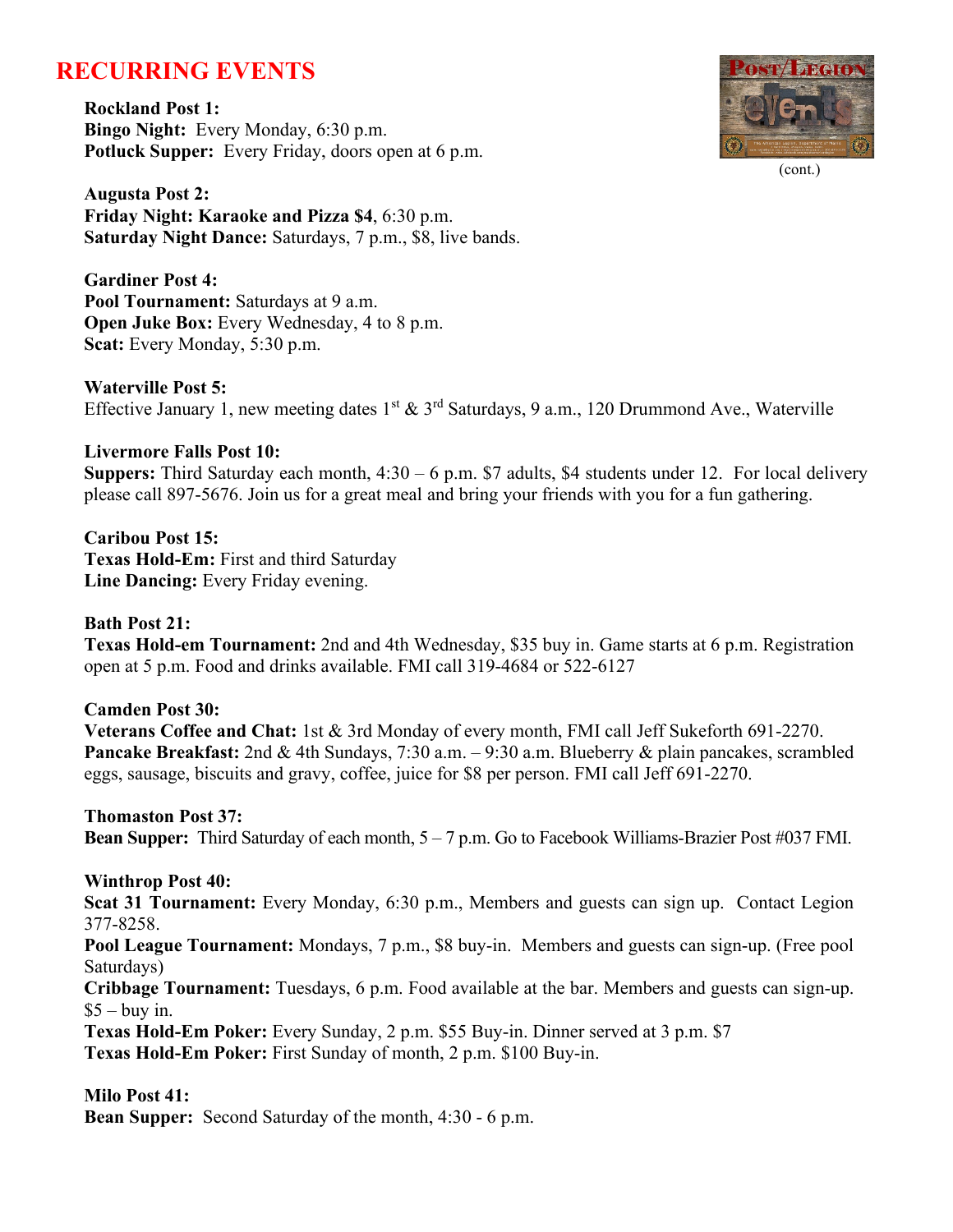## RECURRING EVENTS

(cont.)

**Rockland Post 1:**
**Bingo Night:** Every Monday, 6:30 p.m.
**Potluck Supper:** Every Friday, doors open at 6 p.m.

**Augusta Post 2:**
**Friday Night: Karaoke and Pizza $4**, 6:30 p.m.
**Saturday Night Dance:** Saturdays, 7 p.m., $8, live bands.

**Gardiner Post 4:**
**Pool Tournament:** Saturdays at 9 a.m.
**Open Juke Box:** Every Wednesday, 4 to 8 p.m.
**Scat:** Every Monday, 5:30 p.m.

**Waterville Post 5:**
Effective January 1, new meeting dates 1st & 3rd Saturdays, 9 a.m., 120 Drummond Ave., Waterville

**Livermore Falls Post 10:**
**Suppers:** Third Saturday each month, 4:30 – 6 p.m. $7 adults, $4 students under 12. For local delivery please call 897-5676. Join us for a great meal and bring your friends with you for a fun gathering.

**Caribou Post 15:**
**Texas Hold-Em:** First and third Saturday
**Line Dancing:** Every Friday evening.

**Bath Post 21:**
**Texas Hold-em Tournament:** 2nd and 4th Wednesday, $35 buy in. Game starts at 6 p.m. Registration open at 5 p.m. Food and drinks available. FMI call 319-4684 or 522-6127

**Camden Post 30:**
**Veterans Coffee and Chat:** 1st & 3rd Monday of every month, FMI call Jeff Sukeforth 691-2270.
**Pancake Breakfast:** 2nd & 4th Sundays, 7:30 a.m. – 9:30 a.m. Blueberry & plain pancakes, scrambled eggs, sausage, biscuits and gravy, coffee, juice for $8 per person. FMI call Jeff 691-2270.

**Thomaston Post 37:**
**Bean Supper:** Third Saturday of each month, 5 – 7 p.m. Go to Facebook Williams-Brazier Post #037 FMI.

**Winthrop Post 40:**
**Scat 31 Tournament:** Every Monday, 6:30 p.m., Members and guests can sign up. Contact Legion 377-8258.
**Pool League Tournament:** Mondays, 7 p.m., $8 buy-in. Members and guests can sign-up. (Free pool Saturdays)
**Cribbage Tournament:** Tuesdays, 6 p.m. Food available at the bar. Members and guests can sign-up. $5 – buy in.
**Texas Hold-Em Poker:** Every Sunday, 2 p.m. $55 Buy-in. Dinner served at 3 p.m. $7
**Texas Hold-Em Poker:** First Sunday of month, 2 p.m. $100 Buy-in.

**Milo Post 41:**
**Bean Supper:** Second Saturday of the month, 4:30 - 6 p.m.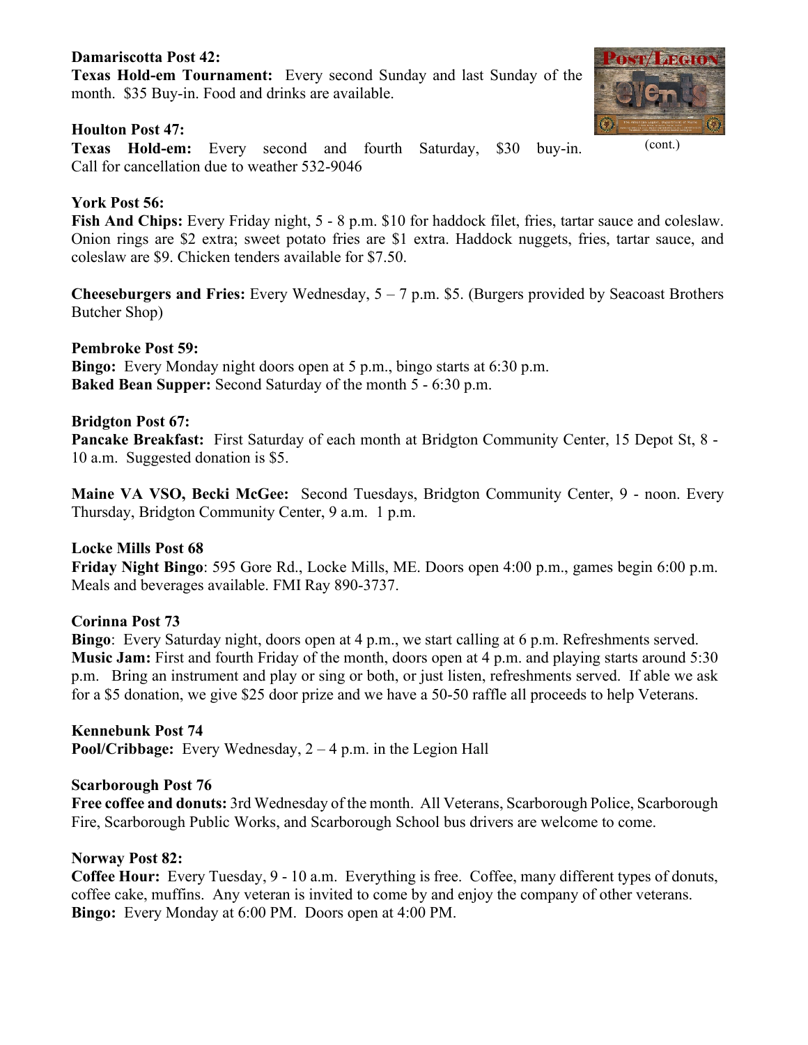**Damariscotta Post 42:**
**Texas Hold-em Tournament:** Every second Sunday and last Sunday of the month. $35 Buy-in. Food and drinks are available.

(cont.)

**Houlton Post 47:**
**Texas Hold-em:** Every second and fourth Saturday, $30 buy-in. Call for cancellation due to weather 532-9046

**York Post 56:**
**Fish And Chips:** Every Friday night, 5 - 8 p.m. $10 for haddock filet, fries, tartar sauce and coleslaw. Onion rings are $2 extra; sweet potato fries are $1 extra. Haddock nuggets, fries, tartar sauce, and coleslaw are $9. Chicken tenders available for $7.50.

**Cheeseburgers and Fries:** Every Wednesday, 5 – 7 p.m. $5. (Burgers provided by Seacoast Brothers Butcher Shop)

**Pembroke Post 59:**
**Bingo:** Every Monday night doors open at 5 p.m., bingo starts at 6:30 p.m.
**Baked Bean Supper:** Second Saturday of the month 5 - 6:30 p.m.

**Bridgton Post 67:**
**Pancake Breakfast:** First Saturday of each month at Bridgton Community Center, 15 Depot St, 8 - 10 a.m. Suggested donation is $5.

**Maine VA VSO, Becki McGee:** Second Tuesdays, Bridgton Community Center, 9 - noon. Every Thursday, Bridgton Community Center, 9 a.m. 1 p.m.

**Locke Mills Post 68**
**Friday Night Bingo**: 595 Gore Rd., Locke Mills, ME. Doors open 4:00 p.m., games begin 6:00 p.m. Meals and beverages available. FMI Ray 890-3737.

**Corinna Post 73**
**Bingo**: Every Saturday night, doors open at 4 p.m., we start calling at 6 p.m. Refreshments served.
**Music Jam:** First and fourth Friday of the month, doors open at 4 p.m. and playing starts around 5:30 p.m. Bring an instrument and play or sing or both, or just listen, refreshments served. If able we ask for a $5 donation, we give $25 door prize and we have a 50-50 raffle all proceeds to help Veterans.

**Kennebunk Post 74**
**Pool/Cribbage:** Every Wednesday, 2 – 4 p.m. in the Legion Hall

**Scarborough Post 76**
**Free coffee and donuts:** 3rd Wednesday of the month. All Veterans, Scarborough Police, Scarborough Fire, Scarborough Public Works, and Scarborough School bus drivers are welcome to come.

**Norway Post 82:**
**Coffee Hour:** Every Tuesday, 9 - 10 a.m. Everything is free. Coffee, many different types of donuts, coffee cake, muffins. Any veteran is invited to come by and enjoy the company of other veterans.
**Bingo:** Every Monday at 6:00 PM. Doors open at 4:00 PM.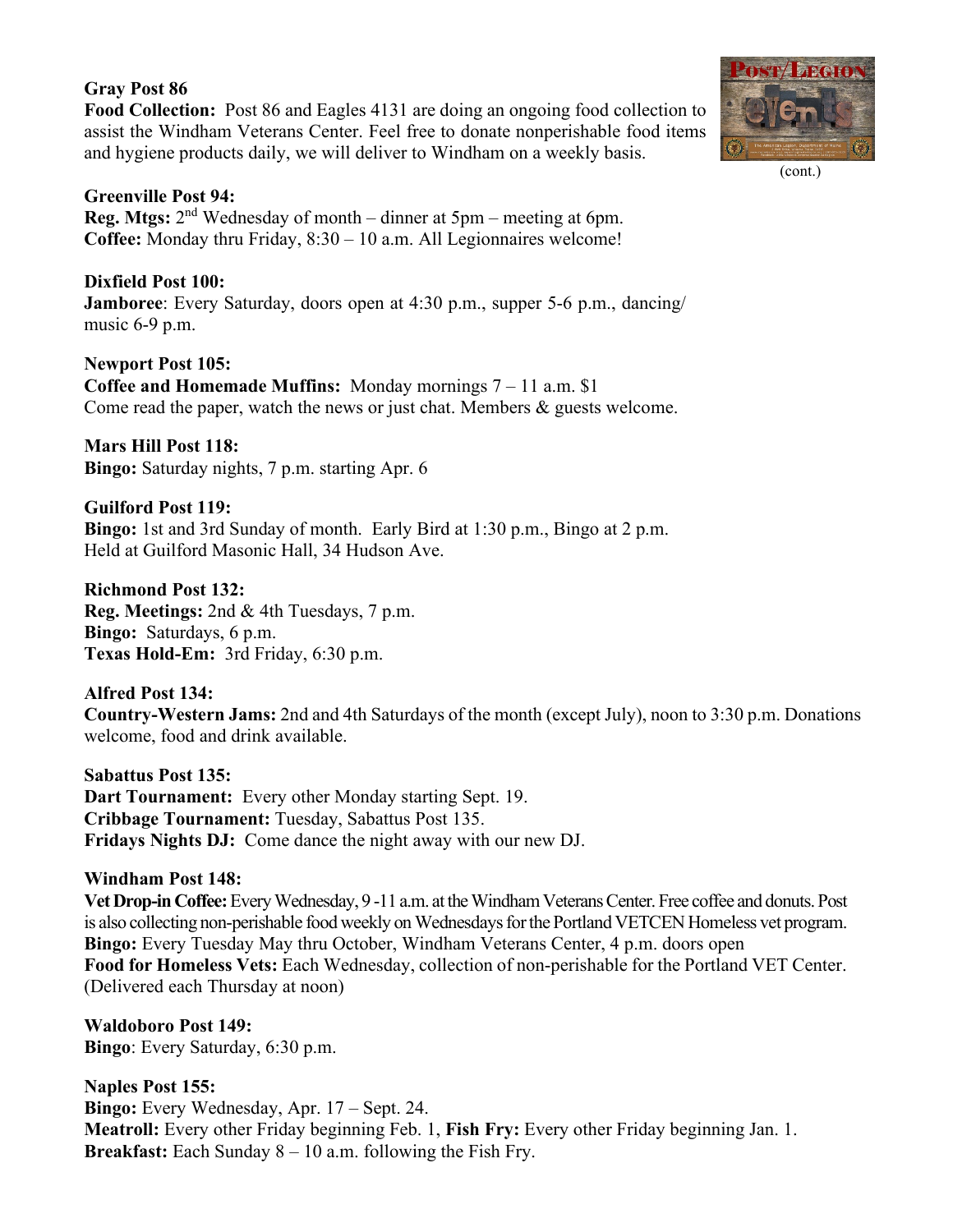**Gray Post 86**
**Food Collection:** Post 86 and Eagles 4131 are doing an ongoing food collection to assist the Windham Veterans Center. Feel free to donate nonperishable food items and hygiene products daily, we will deliver to Windham on a weekly basis.

(cont.)

**Greenville Post 94:**
**Reg. Mtgs:** 2nd Wednesday of month – dinner at 5pm – meeting at 6pm.
**Coffee:** Monday thru Friday, 8:30 – 10 a.m. All Legionnaires welcome!

**Dixfield Post 100:**
**Jamboree**: Every Saturday, doors open at 4:30 p.m., supper 5-6 p.m., dancing/ music 6-9 p.m.

**Newport Post 105:**
**Coffee and Homemade Muffins:** Monday mornings 7 – 11 a.m. $1
Come read the paper, watch the news or just chat. Members & guests welcome.

**Mars Hill Post 118:**
**Bingo:** Saturday nights, 7 p.m. starting Apr. 6

**Guilford Post 119:**
**Bingo:** 1st and 3rd Sunday of month. Early Bird at 1:30 p.m., Bingo at 2 p.m.
Held at Guilford Masonic Hall, 34 Hudson Ave.

**Richmond Post 132:**
**Reg. Meetings:** 2nd & 4th Tuesdays, 7 p.m.
**Bingo:** Saturdays, 6 p.m.
**Texas Hold-Em:** 3rd Friday, 6:30 p.m.

**Alfred Post 134:**
**Country-Western Jams:** 2nd and 4th Saturdays of the month (except July), noon to 3:30 p.m. Donations welcome, food and drink available.

**Sabattus Post 135:**
**Dart Tournament:** Every other Monday starting Sept. 19.
**Cribbage Tournament:** Tuesday, Sabattus Post 135.
**Fridays Nights DJ:** Come dance the night away with our new DJ.

**Windham Post 148:**
**Vet Drop-in Coffee:** Every Wednesday, 9 -11 a.m. at the Windham Veterans Center. Free coffee and donuts. Post is also collecting non-perishable food weekly on Wednesdays for the Portland VETCEN Homeless vet program.
**Bingo:** Every Tuesday May thru October, Windham Veterans Center, 4 p.m. doors open
**Food for Homeless Vets:** Each Wednesday, collection of non-perishable for the Portland VET Center. (Delivered each Thursday at noon)

**Waldoboro Post 149:**
**Bingo**: Every Saturday, 6:30 p.m.

**Naples Post 155:**
**Bingo:** Every Wednesday, Apr. 17 – Sept. 24.
**Meatroll:** Every other Friday beginning Feb. 1, **Fish Fry:** Every other Friday beginning Jan. 1.
**Breakfast:** Each Sunday 8 – 10 a.m. following the Fish Fry.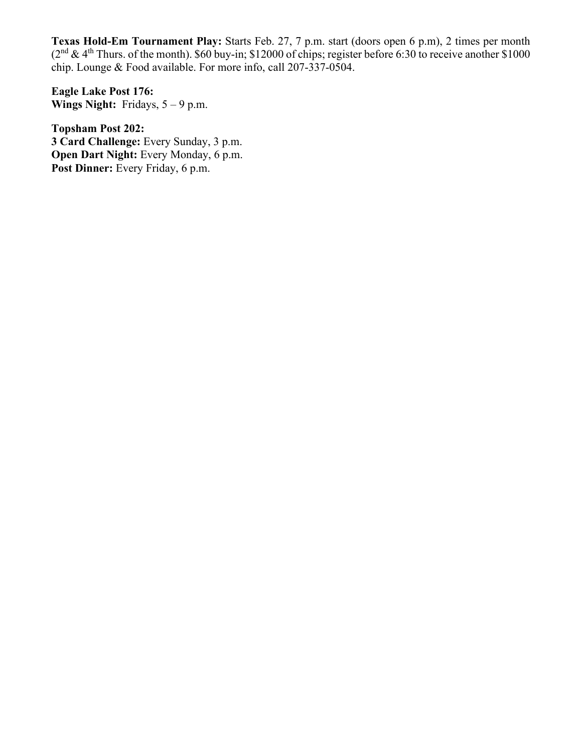**Texas Hold-Em Tournament Play:** Starts Feb. 27, 7 p.m. start (doors open 6 p.m), 2 times per month (2nd & 4th Thurs. of the month). $60 buy-in; $12000 of chips; register before 6:30 to receive another $1000 chip. Lounge & Food available. For more info, call 207-337-0504.

**Eagle Lake Post 176:**
**Wings Night:** Fridays, 5 – 9 p.m.

**Topsham Post 202:**
**3 Card Challenge:** Every Sunday, 3 p.m.
**Open Dart Night:** Every Monday, 6 p.m.
**Post Dinner:** Every Friday, 6 p.m.